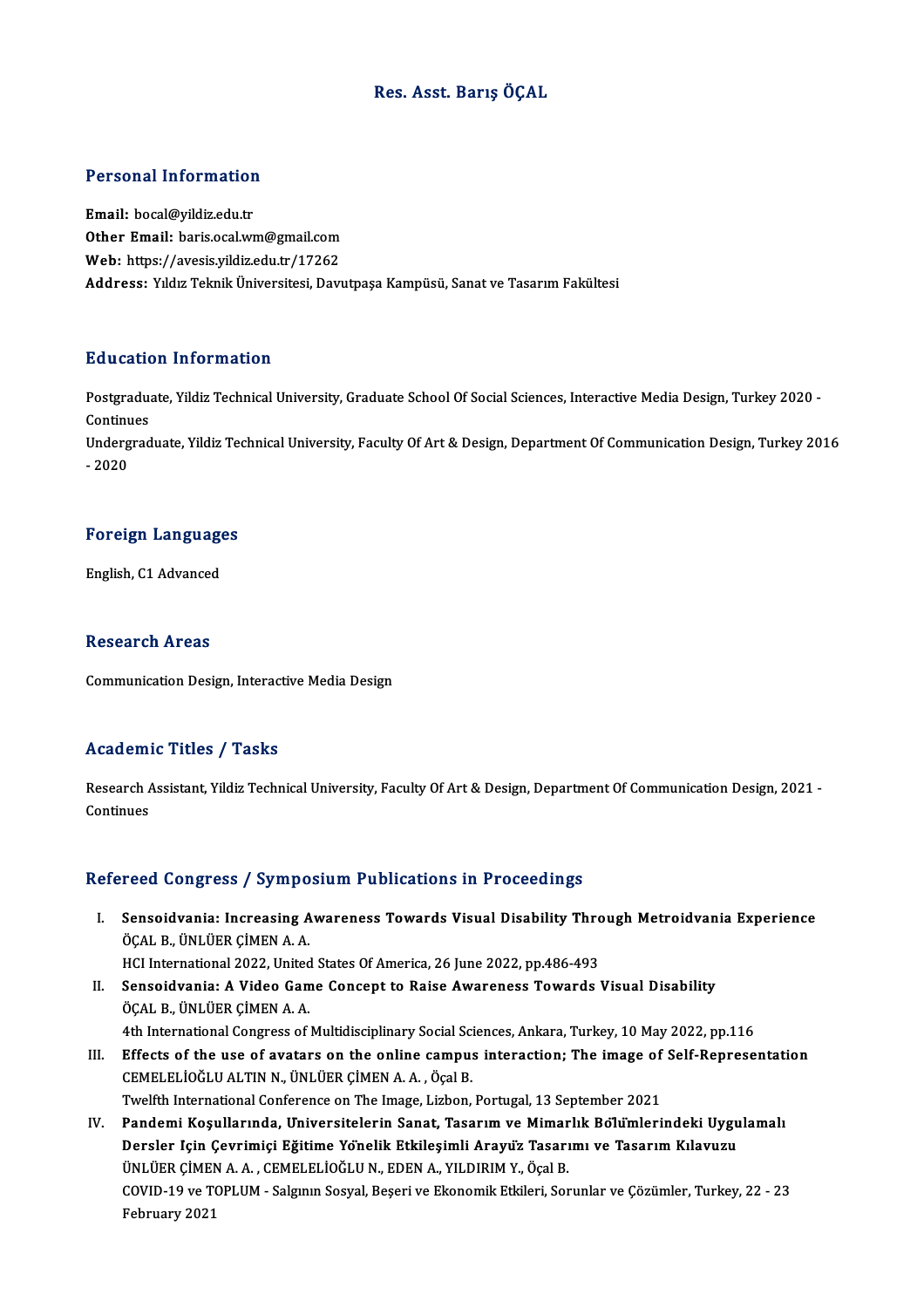# Res. Asst. Barış ÖÇAL

## Personal Information

**Email:** bocal@yildiz.edu.tr
**Other Email:** baris.ocal.wm@gmail.com
**Web:** https://avesis.yildiz.edu.tr/17262
**Address:** Yıldız Teknik Üniversitesi, Davutpaşa Kampüsü, Sanat ve Tasarım Fakültesi

## Education Information

Postgraduate, Yildiz Technical University, Graduate School Of Social Sciences, Interactive Media Design, Turkey 2020 - Continues
Undergraduate, Yildiz Technical University, Faculty Of Art & Design, Department Of Communication Design, Turkey 2016 - 2020

## Foreign Languages

English, C1 Advanced

## Research Areas

Communication Design, Interactive Media Design

## Academic Titles / Tasks

Research Assistant, Yildiz Technical University, Faculty Of Art & Design, Department Of Communication Design, 2021 - Continues

## Refereed Congress / Symposium Publications in Proceedings

I. **Sensoidvania: Increasing Awareness Towards Visual Disability Through Metroidvania Experience**
ÖÇAL B., ÜNLÜER ÇİMEN A. A.
HCI International 2022, United States Of America, 26 June 2022, pp.486-493

II. **Sensoidvania: A Video Game Concept to Raise Awareness Towards Visual Disability**
ÖÇAL B., ÜNLÜER ÇİMEN A. A.
4th International Congress of Multidisciplinary Social Sciences, Ankara, Turkey, 10 May 2022, pp.116

III. **Effects of the use of avatars on the online campus interaction; The image of Self-Representation**
CEMELELİOĞLU ALTIN N., ÜNLÜER ÇİMEN A. A. , Öçal B.
Twelfth International Conference on The Image, Lizbon, Portugal, 13 September 2021

IV. **Pandemi Koşullarında, Üniversitelerin Sanat, Tasarım ve Mimarlık Bölümlerindeki Uygulamalı Dersler Için Çevrimiçi Eğitime Yönelik Etkileşimli Arayüz Tasarımı ve Tasarım Kılavuzu**
ÜNLÜER ÇİMEN A. A. , CEMELELİOĞLU N., EDEN A., YILDIRIM Y., Öçal B.
COVID-19 ve TOPLUM - Salgının Sosyal, Beşeri ve Ekonomik Etkileri, Sorunlar ve Çözümler, Turkey, 22 - 23 February 2021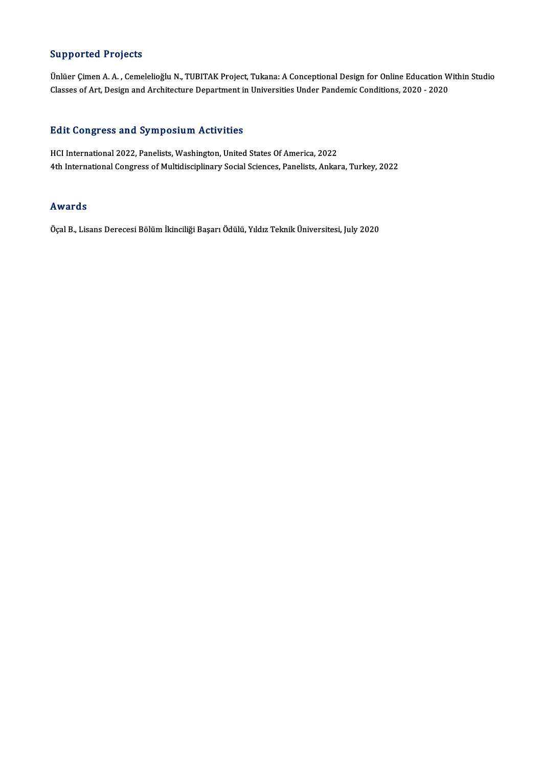## Supported Projects

Ünlüer Çimen A. A. , Cemelelioğlu N., TUBITAK Project, Tukana: A Conceptional Design for Online Education Within Studio Classes of Art, Design and Architecture Department in Universities Under Pandemic Conditions, 2020 - 2020

## Edit Congress and Symposium Activities

HCI International 2022, Panelists, Washington, United States Of America, 2022

4th International Congress of Multidisciplinary Social Sciences, Panelists, Ankara, Turkey, 2022

## Awards

Öçal B., Lisans Derecesi Bölüm İkinciliği Başarı Ödülü, Yıldız Teknik Üniversitesi, July 2020